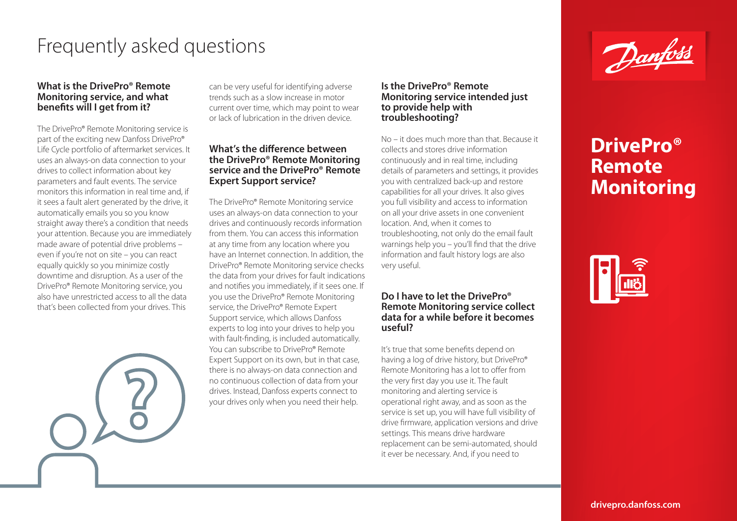# Frequently asked questions

## What is the DrivePro® Remote Monitoring service, and what benefits will I get from it?

The DrivePro® Remote Monitoring service is part of the exciting new Danfoss DrivePro® Life Cycle portfolio of aftermarket services. It uses an always-on data connection to your drives to collect information about key parameters and fault events. The service monitors this information in real time and, if it sees a fault alert generated by the drive, it automatically emails you so you know straight away there's a condition that needs your attention. Because you are immediately made aware of potential drive problems – even if you're not on site – you can react equally quickly so you minimize costly downtime and disruption. As a user of the DrivePro® Remote Monitoring service, you also have unrestricted access to all the data that's been collected from your drives. This can be very useful for identifying adverse trends such as a slow increase in motor current over time, which may point to wear or lack of lubrication in the driven device.

## What's the difference between the DrivePro® Remote Monitoring service and the DrivePro® Remote Expert Support service?

The DrivePro® Remote Monitoring service uses an always-on data connection to your drives and continuously records information from them. You can access this information at any time from any location where you have an Internet connection. In addition, the DrivePro® Remote Monitoring service checks the data from your drives for fault indications and notifies you immediately, if it sees one. If you use the DrivePro® Remote Monitoring service, the DrivePro® Remote Expert Support service, which allows Danfoss experts to log into your drives to help you with fault-finding, is included automatically. You can subscribe to DrivePro® Remote Expert Support on its own, but in that case, there is no always-on data connection and no continuous collection of data from your drives. Instead, Danfoss experts connect to your drives only when you need their help.

## Is the DrivePro® Remote Monitoring service intended just to provide help with troubleshooting?

No – it does much more than that. Because it collects and stores drive information continuously and in real time, including details of parameters and settings, it provides you with centralized back-up and restore capabilities for all your drives. It also gives you full visibility and access to information on all your drive assets in one convenient location. And, when it comes to troubleshooting, not only do the email fault warnings help you – you'll find that the drive information and fault history logs are also very useful.

## Do I have to let the DrivePro® Remote Monitoring service collect data for a while before it becomes useful?

It's true that some benefits depend on having a log of drive history, but DrivePro® Remote Monitoring has a lot to offer from the very first day you use it. The fault monitoring and alerting service is operational right away, and as soon as the service is set up, you will have full visibility of drive firmware, application versions and drive settings. This means drive hardware replacement can be semi-automated, should it ever be necessary. And, if you need to

# DrivePro® Remote Monitoring

drivepro.danfoss.com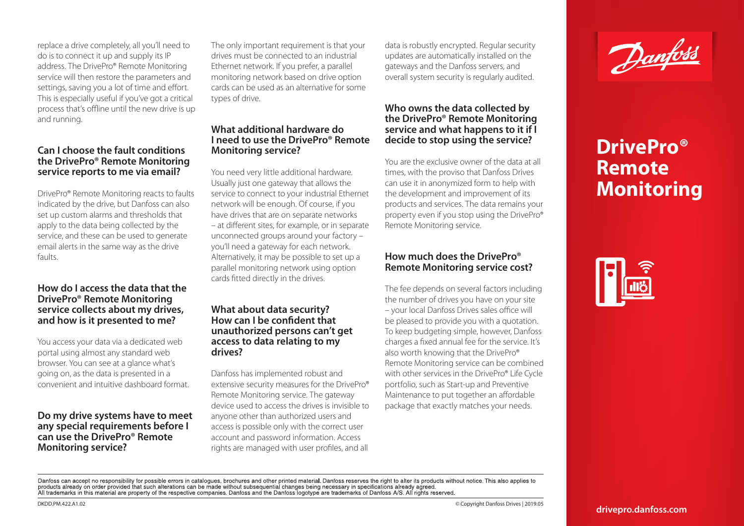replace a drive completely, all you'll need to do is to connect it up and supply its IP address. The DrivePro® Remote Monitoring service will then restore the parameters and settings, saving you a lot of time and effort. This is especially useful if you've got a critical process that's offline until the new drive is up and running.

### Can I choose the fault conditions the DrivePro® Remote Monitoring service reports to me via email?

DrivePro® Remote Monitoring reacts to faults indicated by the drive, but Danfoss can also set up custom alarms and thresholds that apply to the data being collected by the service, and these can be used to generate email alerts in the same way as the drive faults.

### How do I access the data that the DrivePro® Remote Monitoring service collects about my drives, and how is it presented to me?

You access your data via a dedicated web portal using almost any standard web browser. You can see at a glance what's going on, as the data is presented in a convenient and intuitive dashboard format.

### Do my drive systems have to meet any special requirements before I can use the DrivePro® Remote Monitoring service?

The only important requirement is that your drives must be connected to an industrial Ethernet network. If you prefer, a parallel monitoring network based on drive option cards can be used as an alternative for some types of drive.

### What additional hardware do I need to use the DrivePro® Remote Monitoring service?

You need very little additional hardware. Usually just one gateway that allows the service to connect to your industrial Ethernet network will be enough. Of course, if you have drives that are on separate networks – at different sites, for example, or in separate unconnected groups around your factory – you'll need a gateway for each network. Alternatively, it may be possible to set up a parallel monitoring network using option cards fitted directly in the drives.

### What about data security? How can I be confident that unauthorized persons can't get access to data relating to my drives?

Danfoss has implemented robust and extensive security measures for the DrivePro® Remote Monitoring service. The gateway device used to access the drives is invisible to anyone other than authorized users and access is possible only with the correct user account and password information. Access rights are managed with user profiles, and all data is robustly encrypted. Regular security updates are automatically installed on the gateways and the Danfoss servers, and overall system security is regularly audited.

### Who owns the data collected by the DrivePro® Remote Monitoring service and what happens to it if I decide to stop using the service?

You are the exclusive owner of the data at all times, with the proviso that Danfoss Drives can use it in anonymized form to help with the development and improvement of its products and services. The data remains your property even if you stop using the DrivePro® Remote Monitoring service.

### How much does the DrivePro® Remote Monitoring service cost?

The fee depends on several factors including the number of drives you have on your site – your local Danfoss Drives sales office will be pleased to provide you with a quotation. To keep budgeting simple, however, Danfoss charges a fixed annual fee for the service. It's also worth knowing that the DrivePro® Remote Monitoring service can be combined with other services in the DrivePro® Life Cycle portfolio, such as Start-up and Preventive Maintenance to put together an affordable package that exactly matches your needs.

Danfoss

# DrivePro® Remote Monitoring

Danfoss can accept no responsibility for possible errors in catalogues, brochures and other printed material. Danfoss reserves the right to alter its products without notice. This also applies to products already on order provided that such alterations can be made without subsequential changes being necessary in specifications already agreed.
All trademarks in this material are property of the respective companies. Danfoss and the Danfoss logotype are trademarks of Danfoss A/S. All rights reserved.

DKDD.PM.422.A1.02

© Copyright Danfoss Drives | 2019.05

**drivepro.danfoss.com**